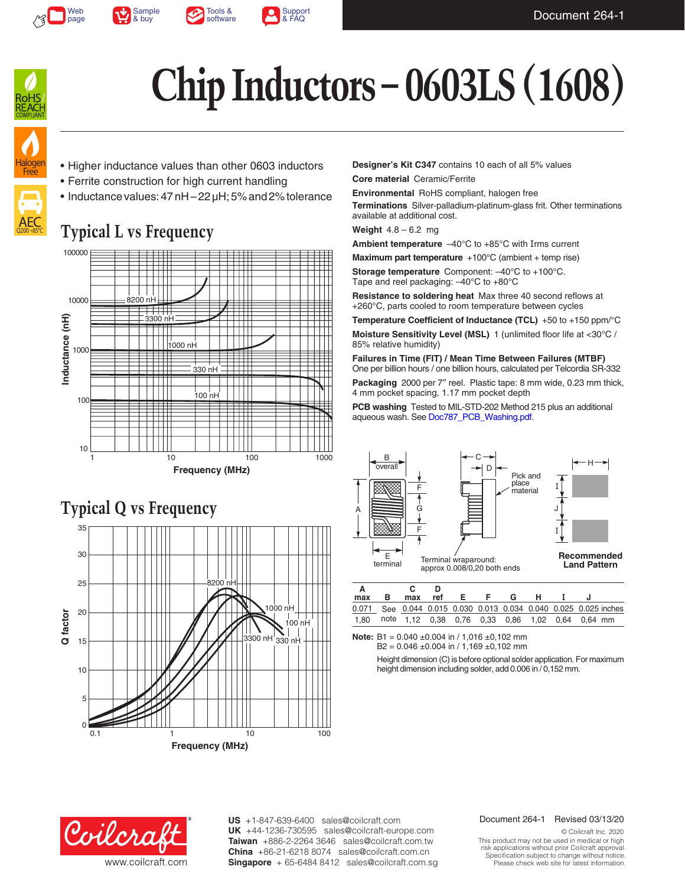# Chip Inductors – 0603LS (1608)

- Higher inductance values than other 0603 inductors
- Ferrite construction for high current handling
- Inductance values: 47 nH – 22 µH; 5% and 2% tolerance

## Typical L vs Frequency

## Typical Q vs Frequency

**Designer's Kit C347** contains 10 each of all 5% values

**Core material** Ceramic/Ferrite

**Environmental** RoHS compliant, halogen free

**Terminations** Silver-palladium-platinum-glass frit. Other terminations available at additional cost.

**Weight** 4.8 – 6.2 mg

**Ambient temperature** –40°C to +85°C with Irms current

**Maximum part temperature** +100°C (ambient + temp rise)

**Storage temperature** Component: –40°C to +100°C. Tape and reel packaging: –40°C to +80°C

**Resistance to soldering heat** Max three 40 second reflows at +260°C, parts cooled to room temperature between cycles

**Temperature Coefficient of Inductance (TCL)** +50 to +150 ppm/°C

**Moisture Sensitivity Level (MSL)** 1 (unlimited floor life at <30°C / 85% relative humidity)

**Failures in Time (FIT) / Mean Time Between Failures (MTBF)** One per billion hours / one billion hours, calculated per Telcordia SR-332

**Packaging** 2000 per 7″ reel. Plastic tape: 8 mm wide, 0.23 mm thick, 4 mm pocket spacing, 1.17 mm pocket depth

**PCB washing** Tested to MIL-STD-202 Method 215 plus an additional aqueous wash. See Doc787_PCB_Washing.pdf.

Terminal wraparound: approx 0.008/0,20 both ends

Recommended Land Pattern

| A max | B | C max | D ref | E | F | G | H | I | J | |
|---|---|---|---|---|---|---|---|---|---|---|
| 0.071 | See | 0.044 | 0.015 | 0.030 | 0.013 | 0.034 | 0.040 | 0.025 | 0.025 | inches |
| 1,80 | note | 1,12 | 0,38 | 0,76 | 0,33 | 0,86 | 1,02 | 0,64 | 0,64 | mm |

**Note:** B1 = 0.040 ±0.004 in / 1,016 ±0,102 mm
B2 = 0.046 ±0.004 in / 1,169 ±0,102 mm

Height dimension (C) is before optional solder application. For maximum height dimension including solder, add 0.006 in / 0,152 mm.

Document 264-1 Revised 03/13/20

© Coilcraft Inc. 2020
This product may not be used in medical or high risk applications without prior Coilcraft approval. Specification subject to change without notice. Please check web site for latest information.

www.coilcraft.com

**US** +1-847-639-6400 sales@coilcraft.com
**UK** +44-1236-730595 sales@coilcraft-europe.com
**Taiwan** +886-2-2264 3646 sales@coilcraft.com.tw
**China** +86-21-6218 8074 sales@coilcraft.com.cn
**Singapore** + 65-6484 8412 sales@coilcraft.com.sg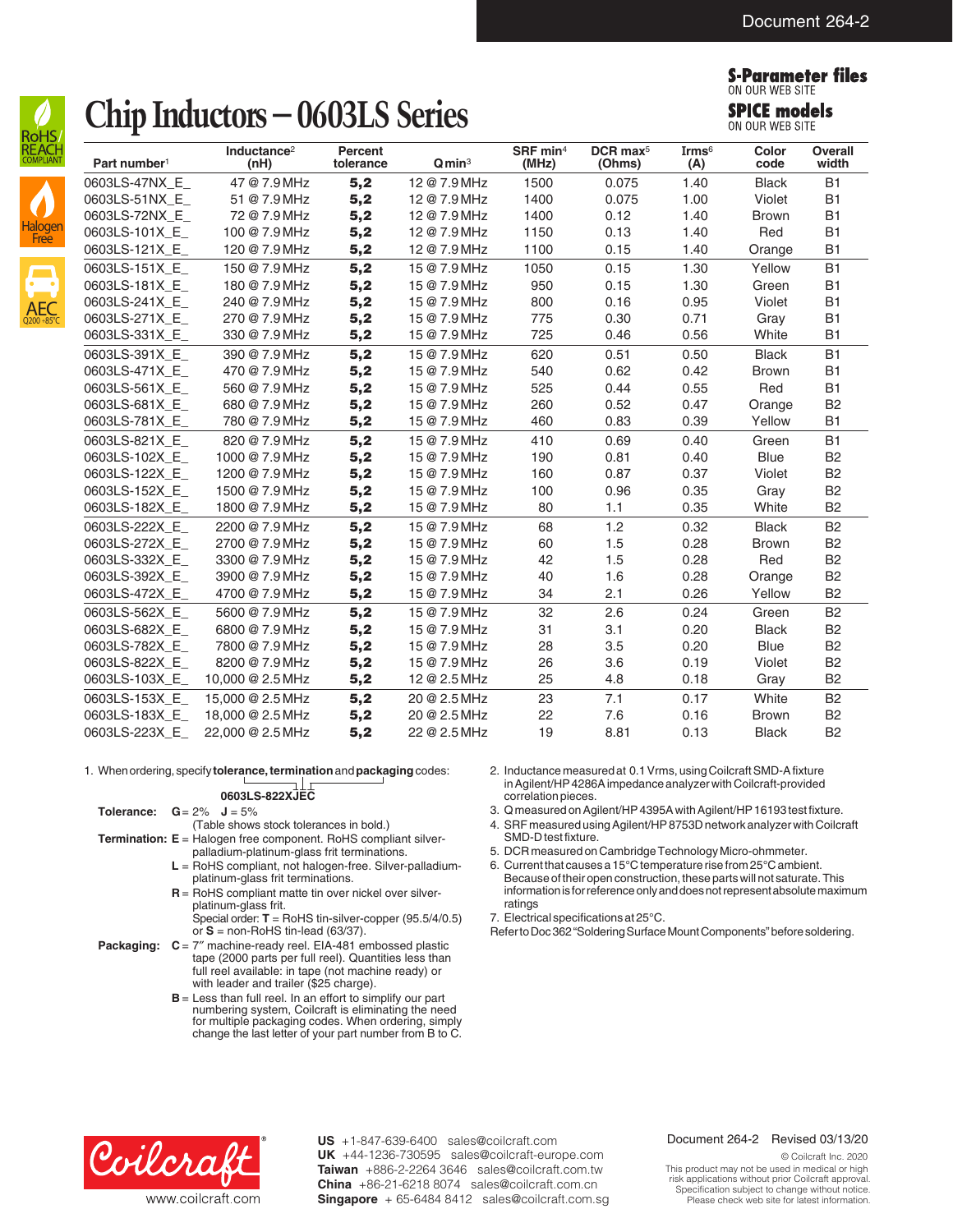# Chip Inductors – 0603LS Series

**S-Parameter files** ON OUR WEB SITE

**SPICE models** ON OUR WEB SITE

| Part number[1] | Inductance[2] (nH) | Percent tolerance | Q min[3] | SRF min[4] (MHz) | DCR max[5] (Ohms) | Irms[6] (A) | Color code | Overall width |
|---|---|---|---|---|---|---|---|---|
| 0603LS-47NX_E_ | 47 @ 7.9 MHz | **5,2** | 12 @ 7.9 MHz | 1500 | 0.075 | 1.40 | Black | B1 |
| 0603LS-51NX_E_ | 51 @ 7.9 MHz | **5,2** | 12 @ 7.9 MHz | 1400 | 0.075 | 1.00 | Violet | B1 |
| 0603LS-72NX_E_ | 72 @ 7.9 MHz | **5,2** | 12 @ 7.9 MHz | 1400 | 0.12 | 1.40 | Brown | B1 |
| 0603LS-101X_E_ | 100 @ 7.9 MHz | **5,2** | 12 @ 7.9 MHz | 1150 | 0.13 | 1.40 | Red | B1 |
| 0603LS-121X_E_ | 120 @ 7.9 MHz | **5,2** | 12 @ 7.9 MHz | 1100 | 0.15 | 1.40 | Orange | B1 |
| 0603LS-151X_E_ | 150 @ 7.9 MHz | **5,2** | 15 @ 7.9 MHz | 1050 | 0.15 | 1.30 | Yellow | B1 |
| 0603LS-181X_E_ | 180 @ 7.9 MHz | **5,2** | 15 @ 7.9 MHz | 950 | 0.15 | 1.30 | Green | B1 |
| 0603LS-241X_E_ | 240 @ 7.9 MHz | **5,2** | 15 @ 7.9 MHz | 800 | 0.16 | 0.95 | Violet | B1 |
| 0603LS-271X_E_ | 270 @ 7.9 MHz | **5,2** | 15 @ 7.9 MHz | 775 | 0.30 | 0.71 | Gray | B1 |
| 0603LS-331X_E_ | 330 @ 7.9 MHz | **5,2** | 15 @ 7.9 MHz | 725 | 0.46 | 0.56 | White | B1 |
| 0603LS-391X_E_ | 390 @ 7.9 MHz | **5,2** | 15 @ 7.9 MHz | 620 | 0.51 | 0.50 | Black | B1 |
| 0603LS-471X_E_ | 470 @ 7.9 MHz | **5,2** | 15 @ 7.9 MHz | 540 | 0.62 | 0.42 | Brown | B1 |
| 0603LS-561X_E_ | 560 @ 7.9 MHz | **5,2** | 15 @ 7.9 MHz | 525 | 0.44 | 0.55 | Red | B1 |
| 0603LS-681X_E_ | 680 @ 7.9 MHz | **5,2** | 15 @ 7.9 MHz | 260 | 0.52 | 0.47 | Orange | B2 |
| 0603LS-781X_E_ | 780 @ 7.9 MHz | **5,2** | 15 @ 7.9 MHz | 460 | 0.83 | 0.39 | Yellow | B1 |
| 0603LS-821X_E_ | 820 @ 7.9 MHz | **5,2** | 15 @ 7.9 MHz | 410 | 0.69 | 0.40 | Green | B1 |
| 0603LS-102X_E_ | 1000 @ 7.9 MHz | **5,2** | 15 @ 7.9 MHz | 190 | 0.81 | 0.40 | Blue | B2 |
| 0603LS-122X_E_ | 1200 @ 7.9 MHz | **5,2** | 15 @ 7.9 MHz | 160 | 0.87 | 0.37 | Violet | B2 |
| 0603LS-152X_E_ | 1500 @ 7.9 MHz | **5,2** | 15 @ 7.9 MHz | 100 | 0.96 | 0.35 | Gray | B2 |
| 0603LS-182X_E_ | 1800 @ 7.9 MHz | **5,2** | 15 @ 7.9 MHz | 80 | 1.1 | 0.35 | White | B2 |
| 0603LS-222X_E_ | 2200 @ 7.9 MHz | **5,2** | 15 @ 7.9 MHz | 68 | 1.2 | 0.32 | Black | B2 |
| 0603LS-272X_E_ | 2700 @ 7.9 MHz | **5,2** | 15 @ 7.9 MHz | 60 | 1.5 | 0.28 | Brown | B2 |
| 0603LS-332X_E_ | 3300 @ 7.9 MHz | **5,2** | 15 @ 7.9 MHz | 42 | 1.5 | 0.28 | Red | B2 |
| 0603LS-392X_E_ | 3900 @ 7.9 MHz | **5,2** | 15 @ 7.9 MHz | 40 | 1.6 | 0.28 | Orange | B2 |
| 0603LS-472X_E_ | 4700 @ 7.9 MHz | **5,2** | 15 @ 7.9 MHz | 34 | 2.1 | 0.26 | Yellow | B2 |
| 0603LS-562X_E_ | 5600 @ 7.9 MHz | **5,2** | 15 @ 7.9 MHz | 32 | 2.6 | 0.24 | Green | B2 |
| 0603LS-682X_E_ | 6800 @ 7.9 MHz | **5,2** | 15 @ 7.9 MHz | 31 | 3.1 | 0.20 | Black | B2 |
| 0603LS-782X_E_ | 7800 @ 7.9 MHz | **5,2** | 15 @ 7.9 MHz | 28 | 3.5 | 0.20 | Blue | B2 |
| 0603LS-822X_E_ | 8200 @ 7.9 MHz | **5,2** | 15 @ 7.9 MHz | 26 | 3.6 | 0.19 | Violet | B2 |
| 0603LS-103X_E_ | 10,000 @ 2.5 MHz | **5,2** | 12 @ 2.5 MHz | 25 | 4.8 | 0.18 | Gray | B2 |
| 0603LS-153X_E_ | 15,000 @ 2.5 MHz | **5,2** | 20 @ 2.5 MHz | 23 | 7.1 | 0.17 | White | B2 |
| 0603LS-183X_E_ | 18,000 @ 2.5 MHz | **5,2** | 20 @ 2.5 MHz | 22 | 7.6 | 0.16 | Brown | B2 |
| 0603LS-223X_E_ | 22,000 @ 2.5 MHz | **5,2** | 22 @ 2.5 MHz | 19 | 8.81 | 0.13 | Black | B2 |

1. When ordering, specify **tolerance, termination** and **packaging** codes:

   **0603LS-822XJEC**

   **Tolerance:** **G** = 2% **J** = 5%
   (Table shows stock tolerances in bold.)

   **Termination:** **E** = Halogen free component. RoHS compliant silver-palladium-platinum-glass frit terminations.
   **L** = RoHS compliant, not halogen-free. Silver-palladium-platinum-glass frit terminations.
   **R** = RoHS compliant matte tin over nickel over silver-platinum-glass frit.
   Special order: **T** = RoHS tin-silver-copper (95.5/4/0.5) or **S** = non-RoHS tin-lead (63/37).

   **Packaging:** **C** = 7″ machine-ready reel. EIA-481 embossed plastic tape (2000 parts per full reel). Quantities less than full reel available: in tape (not machine ready) or with leader and trailer ($25 charge).
   **B** = Less than full reel. In an effort to simplify our part numbering system, Coilcraft is eliminating the need for multiple packaging codes. When ordering, simply change the last letter of your part number from B to C.

2. Inductance measured at 0.1 Vrms, using Coilcraft SMD-A fixture in Agilent/HP 4286A impedance analyzer with Coilcraft-provided correlation pieces.
3. Q measured on Agilent/HP 4395A with Agilent/HP 16193 test fixture.
4. SRF measured using Agilent/HP 8753D network analyzer with Coilcraft SMD-D test fixture.
5. DCR measured on Cambridge Technology Micro-ohmmeter.
6. Current that causes a 15°C temperature rise from 25°C ambient. Because of their open construction, these parts will not saturate. This information is for reference only and does not represent absolute maximum ratings
7. Electrical specifications at 25°C.

Refer to Doc 362 "Soldering Surface Mount Components" before soldering.

**US** +1-847-639-6400 sales@coilcraft.com
**UK** +44-1236-730595 sales@coilcraft-europe.com
**Taiwan** +886-2-2264 3646 sales@coilcraft.com.tw
**China** +86-21-6218 8074 sales@coilcraft.com.cn
**Singapore** + 65-6484 8412 sales@coilcraft.com.sg

www.coilcraft.com

Document 264-2 Revised 03/13/20

© Coilcraft Inc. 2020
This product may not be used in medical or high risk applications without prior Coilcraft approval. Specification subject to change without notice. Please check web site for latest information.